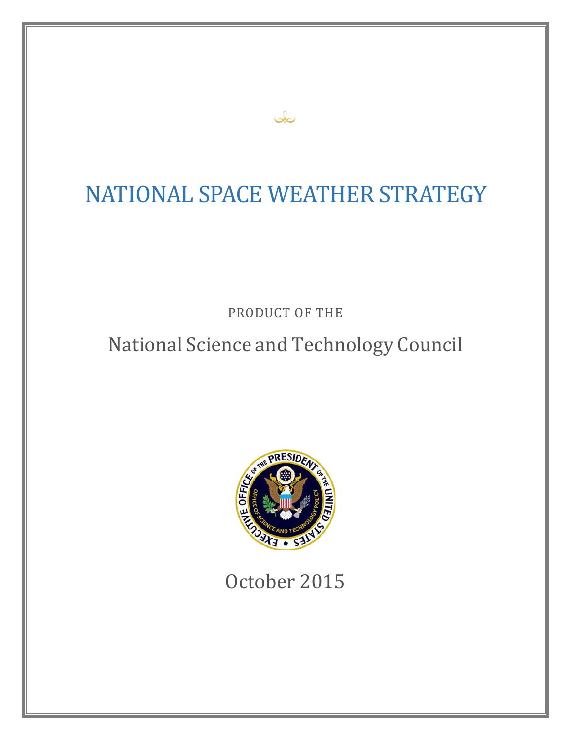# NATIONAL SPACE WEATHER STRATEGY

PRODUCT OF THE

National Science and Technology Council

October 2015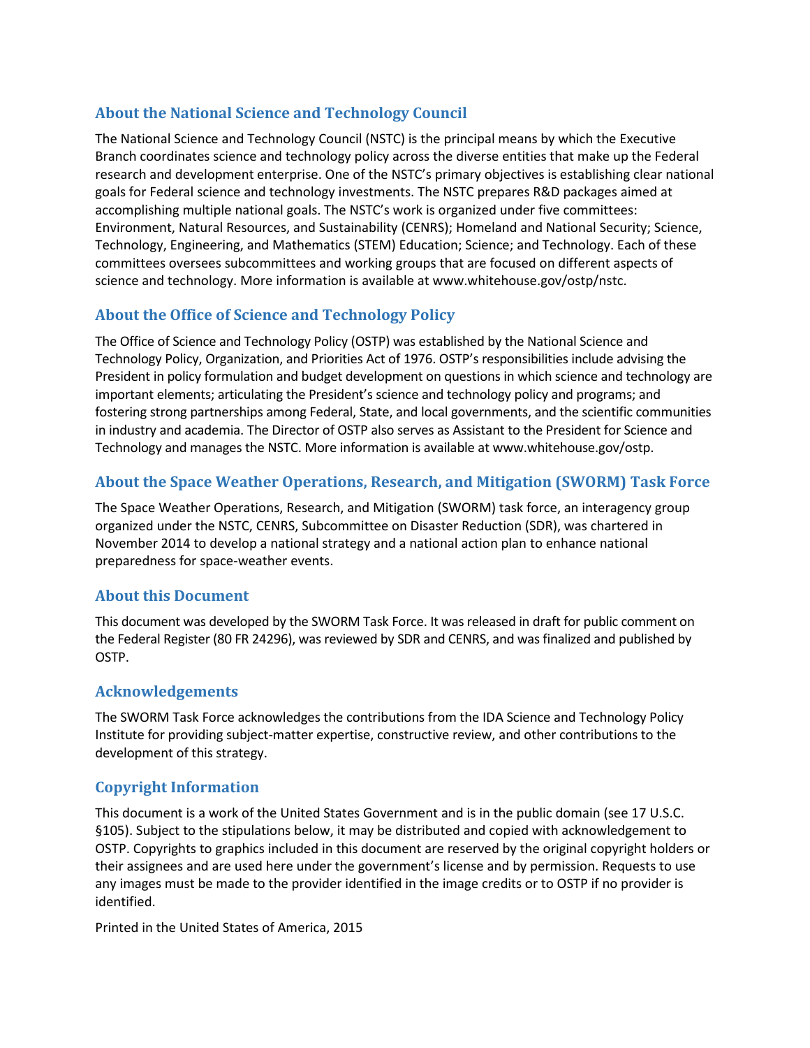## About the National Science and Technology Council

The National Science and Technology Council (NSTC) is the principal means by which the Executive Branch coordinates science and technology policy across the diverse entities that make up the Federal research and development enterprise. One of the NSTC's primary objectives is establishing clear national goals for Federal science and technology investments. The NSTC prepares R&D packages aimed at accomplishing multiple national goals. The NSTC's work is organized under five committees: Environment, Natural Resources, and Sustainability (CENRS); Homeland and National Security; Science, Technology, Engineering, and Mathematics (STEM) Education; Science; and Technology. Each of these committees oversees subcommittees and working groups that are focused on different aspects of science and technology. More information is available at www.whitehouse.gov/ostp/nstc.

## About the Office of Science and Technology Policy

The Office of Science and Technology Policy (OSTP) was established by the National Science and Technology Policy, Organization, and Priorities Act of 1976. OSTP's responsibilities include advising the President in policy formulation and budget development on questions in which science and technology are important elements; articulating the President's science and technology policy and programs; and fostering strong partnerships among Federal, State, and local governments, and the scientific communities in industry and academia. The Director of OSTP also serves as Assistant to the President for Science and Technology and manages the NSTC. More information is available at www.whitehouse.gov/ostp.

## About the Space Weather Operations, Research, and Mitigation (SWORM) Task Force

The Space Weather Operations, Research, and Mitigation (SWORM) task force, an interagency group organized under the NSTC, CENRS, Subcommittee on Disaster Reduction (SDR), was chartered in November 2014 to develop a national strategy and a national action plan to enhance national preparedness for space-weather events.

## About this Document

This document was developed by the SWORM Task Force. It was released in draft for public comment on the Federal Register (80 FR 24296), was reviewed by SDR and CENRS, and was finalized and published by OSTP.

## Acknowledgements

The SWORM Task Force acknowledges the contributions from the IDA Science and Technology Policy Institute for providing subject-matter expertise, constructive review, and other contributions to the development of this strategy.

## Copyright Information

This document is a work of the United States Government and is in the public domain (see 17 U.S.C. §105). Subject to the stipulations below, it may be distributed and copied with acknowledgement to OSTP. Copyrights to graphics included in this document are reserved by the original copyright holders or their assignees and are used here under the government's license and by permission. Requests to use any images must be made to the provider identified in the image credits or to OSTP if no provider is identified.

Printed in the United States of America, 2015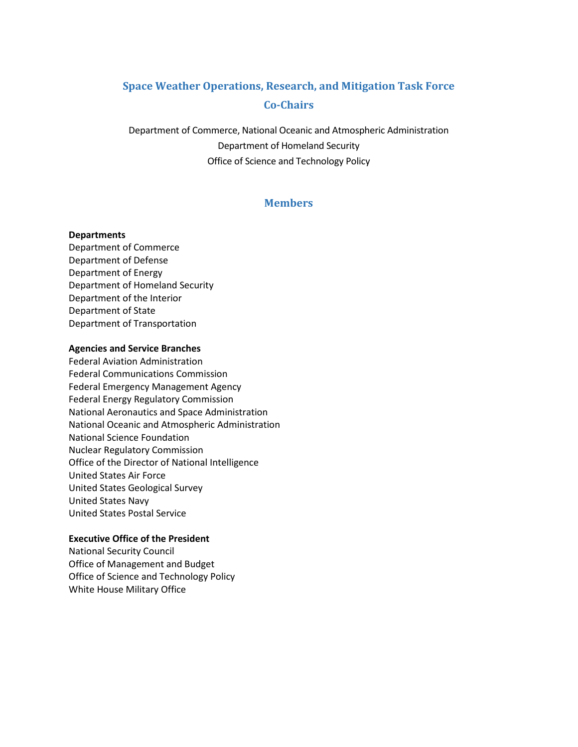## Space Weather Operations, Research, and Mitigation Task Force

## Co-Chairs

Department of Commerce, National Oceanic and Atmospheric Administration
Department of Homeland Security
Office of Science and Technology Policy

## Members

**Departments**

Department of Commerce
Department of Defense
Department of Energy
Department of Homeland Security
Department of the Interior
Department of State
Department of Transportation

**Agencies and Service Branches**

Federal Aviation Administration
Federal Communications Commission
Federal Emergency Management Agency
Federal Energy Regulatory Commission
National Aeronautics and Space Administration
National Oceanic and Atmospheric Administration
National Science Foundation
Nuclear Regulatory Commission
Office of the Director of National Intelligence
United States Air Force
United States Geological Survey
United States Navy
United States Postal Service

**Executive Office of the President**

National Security Council
Office of Management and Budget
Office of Science and Technology Policy
White House Military Office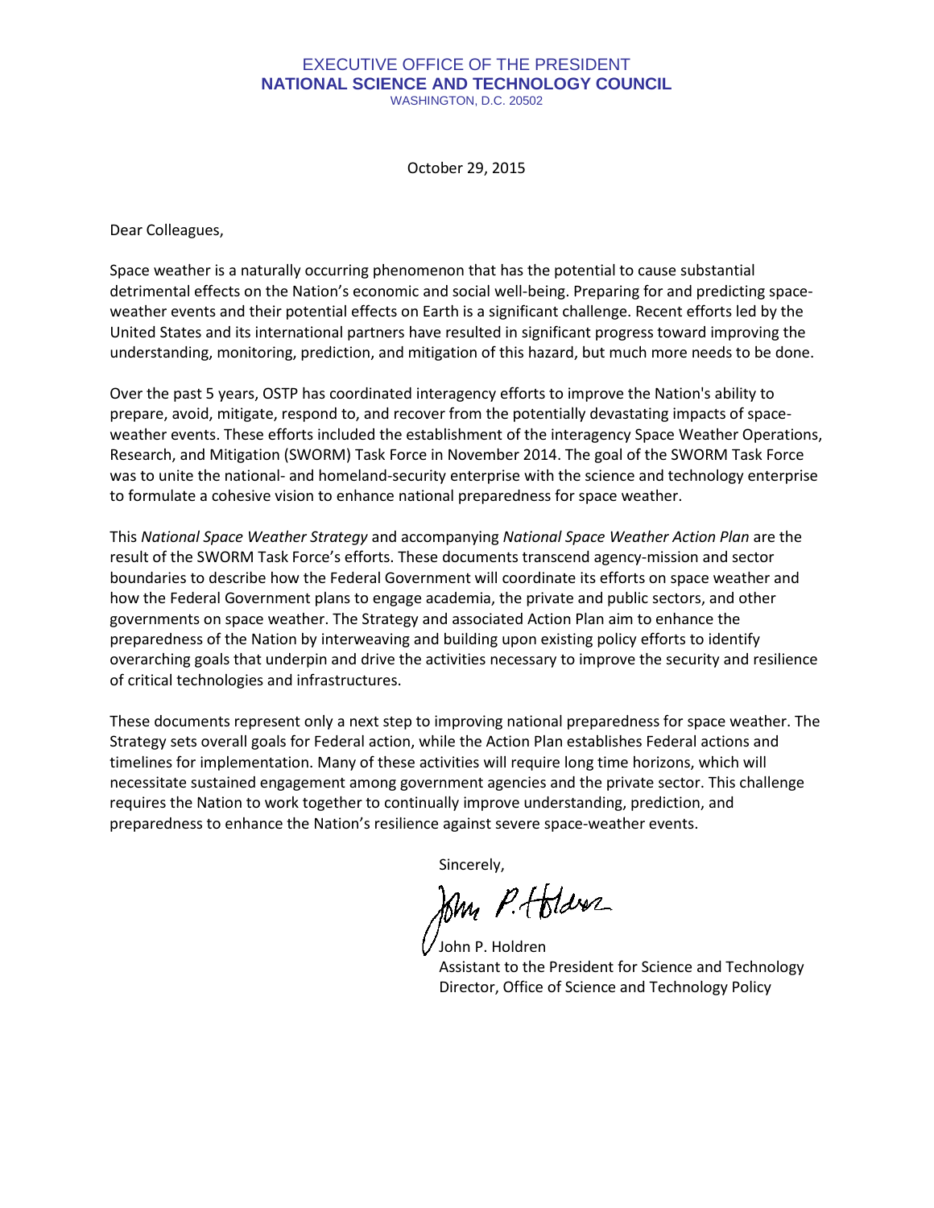EXECUTIVE OFFICE OF THE PRESIDENT
**NATIONAL SCIENCE AND TECHNOLOGY COUNCIL**
WASHINGTON, D.C. 20502

October 29, 2015

Dear Colleagues,

Space weather is a naturally occurring phenomenon that has the potential to cause substantial detrimental effects on the Nation's economic and social well-being. Preparing for and predicting space-weather events and their potential effects on Earth is a significant challenge. Recent efforts led by the United States and its international partners have resulted in significant progress toward improving the understanding, monitoring, prediction, and mitigation of this hazard, but much more needs to be done.

Over the past 5 years, OSTP has coordinated interagency efforts to improve the Nation's ability to prepare, avoid, mitigate, respond to, and recover from the potentially devastating impacts of space-weather events. These efforts included the establishment of the interagency Space Weather Operations, Research, and Mitigation (SWORM) Task Force in November 2014. The goal of the SWORM Task Force was to unite the national- and homeland-security enterprise with the science and technology enterprise to formulate a cohesive vision to enhance national preparedness for space weather.

This *National Space Weather Strategy* and accompanying *National Space Weather Action Plan* are the result of the SWORM Task Force's efforts. These documents transcend agency-mission and sector boundaries to describe how the Federal Government will coordinate its efforts on space weather and how the Federal Government plans to engage academia, the private and public sectors, and other governments on space weather. The Strategy and associated Action Plan aim to enhance the preparedness of the Nation by interweaving and building upon existing policy efforts to identify overarching goals that underpin and drive the activities necessary to improve the security and resilience of critical technologies and infrastructures.

These documents represent only a next step to improving national preparedness for space weather. The Strategy sets overall goals for Federal action, while the Action Plan establishes Federal actions and timelines for implementation. Many of these activities will require long time horizons, which will necessitate sustained engagement among government agencies and the private sector. This challenge requires the Nation to work together to continually improve understanding, prediction, and preparedness to enhance the Nation's resilience against severe space-weather events.

Sincerely,

John P. Holdren
Assistant to the President for Science and Technology
Director, Office of Science and Technology Policy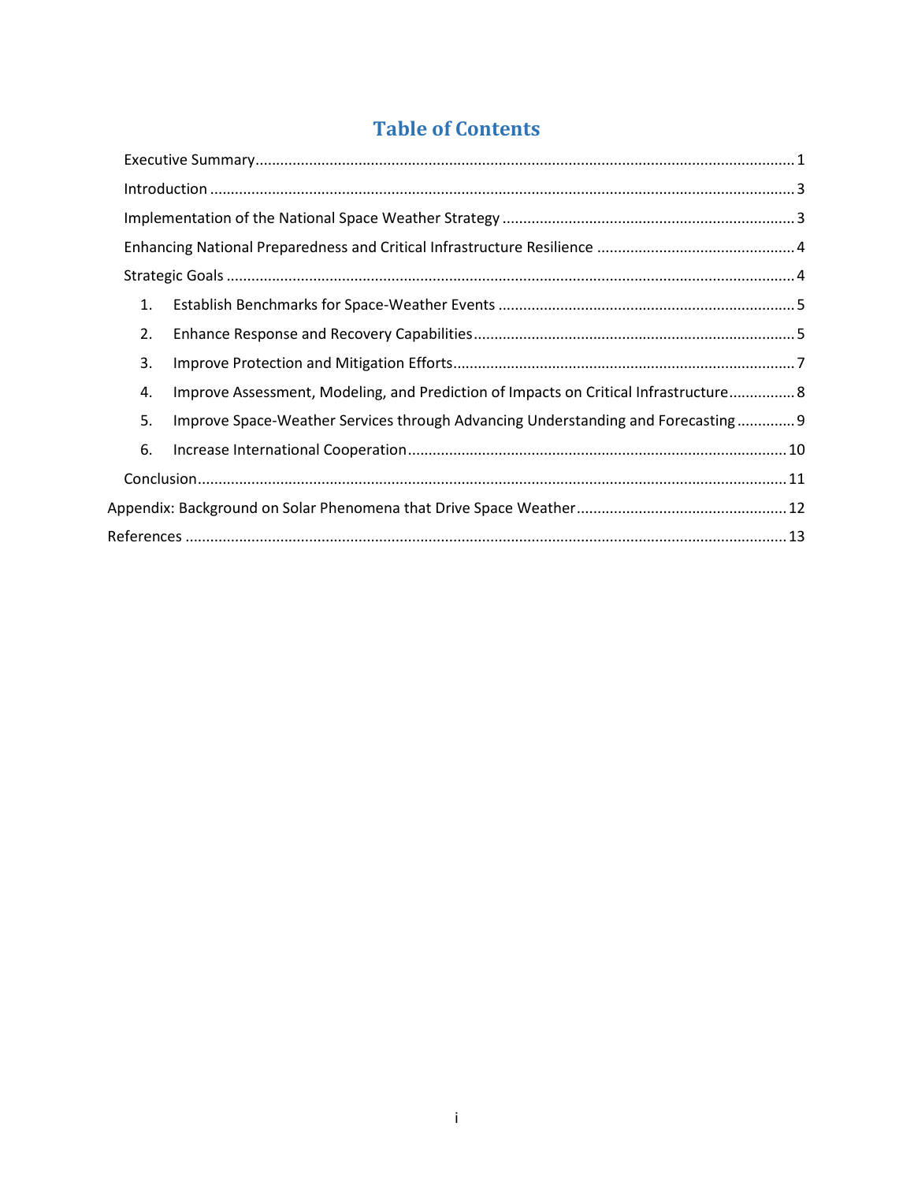# Table of Contents

- Executive Summary ..... 1
- Introduction ..... 3
- Implementation of the National Space Weather Strategy ..... 3
- Enhancing National Preparedness and Critical Infrastructure Resilience ..... 4
- Strategic Goals ..... 4
  1. Establish Benchmarks for Space-Weather Events ..... 5
  2. Enhance Response and Recovery Capabilities ..... 5
  3. Improve Protection and Mitigation Efforts ..... 7
  4. Improve Assessment, Modeling, and Prediction of Impacts on Critical Infrastructure ..... 8
  5. Improve Space-Weather Services through Advancing Understanding and Forecasting ..... 9
  6. Increase International Cooperation ..... 10
- Conclusion ..... 11
- Appendix: Background on Solar Phenomena that Drive Space Weather ..... 12
- References ..... 13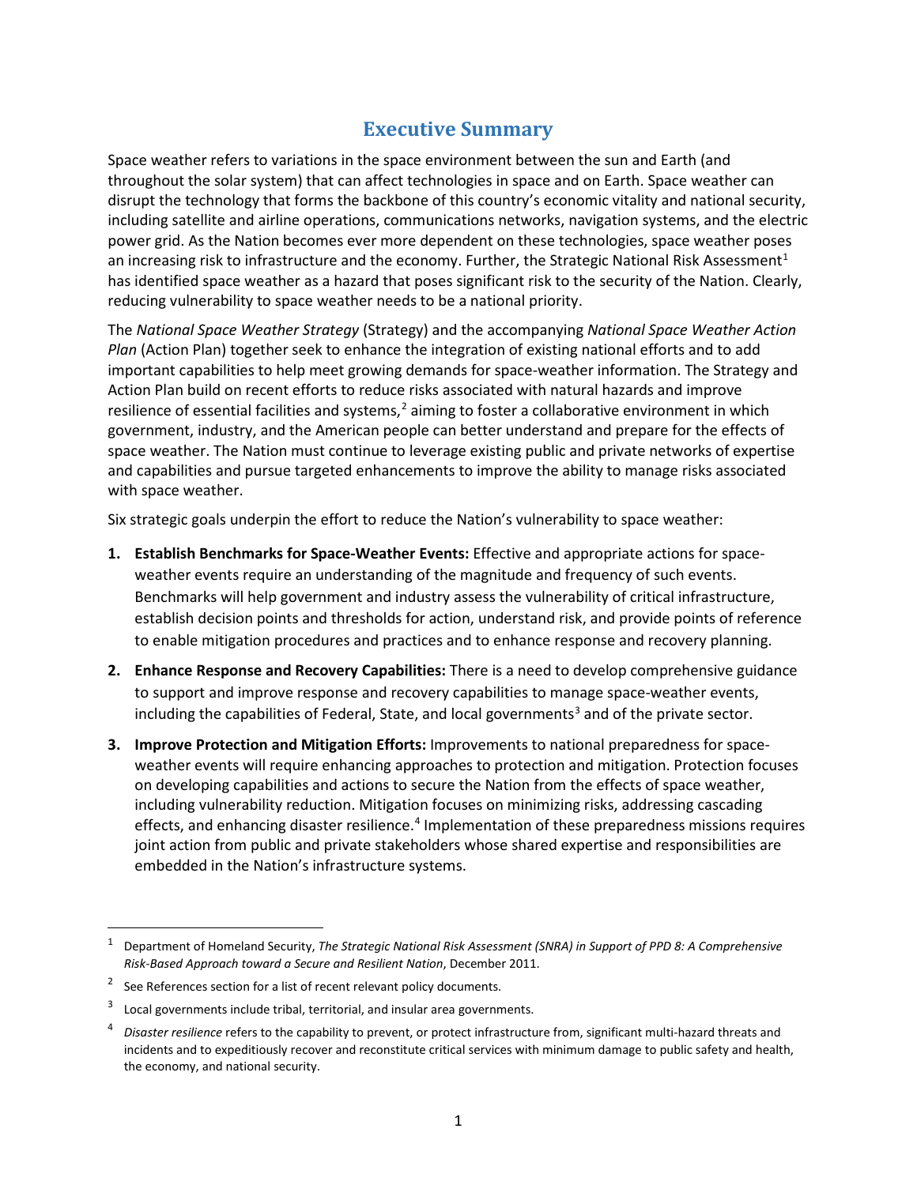# Executive Summary

Space weather refers to variations in the space environment between the sun and Earth (and throughout the solar system) that can affect technologies in space and on Earth. Space weather can disrupt the technology that forms the backbone of this country's economic vitality and national security, including satellite and airline operations, communications networks, navigation systems, and the electric power grid. As the Nation becomes ever more dependent on these technologies, space weather poses an increasing risk to infrastructure and the economy. Further, the Strategic National Risk Assessment[1] has identified space weather as a hazard that poses significant risk to the security of the Nation. Clearly, reducing vulnerability to space weather needs to be a national priority.

The *National Space Weather Strategy* (Strategy) and the accompanying *National Space Weather Action Plan* (Action Plan) together seek to enhance the integration of existing national efforts and to add important capabilities to help meet growing demands for space-weather information. The Strategy and Action Plan build on recent efforts to reduce risks associated with natural hazards and improve resilience of essential facilities and systems,[2] aiming to foster a collaborative environment in which government, industry, and the American people can better understand and prepare for the effects of space weather. The Nation must continue to leverage existing public and private networks of expertise and capabilities and pursue targeted enhancements to improve the ability to manage risks associated with space weather.

Six strategic goals underpin the effort to reduce the Nation's vulnerability to space weather:

1. **Establish Benchmarks for Space-Weather Events:** Effective and appropriate actions for space-weather events require an understanding of the magnitude and frequency of such events. Benchmarks will help government and industry assess the vulnerability of critical infrastructure, establish decision points and thresholds for action, understand risk, and provide points of reference to enable mitigation procedures and practices and to enhance response and recovery planning.
2. **Enhance Response and Recovery Capabilities:** There is a need to develop comprehensive guidance to support and improve response and recovery capabilities to manage space-weather events, including the capabilities of Federal, State, and local governments[3] and of the private sector.
3. **Improve Protection and Mitigation Efforts:** Improvements to national preparedness for space-weather events will require enhancing approaches to protection and mitigation. Protection focuses on developing capabilities and actions to secure the Nation from the effects of space weather, including vulnerability reduction. Mitigation focuses on minimizing risks, addressing cascading effects, and enhancing disaster resilience.[4] Implementation of these preparedness missions requires joint action from public and private stakeholders whose shared expertise and responsibilities are embedded in the Nation's infrastructure systems.

---

[1] Department of Homeland Security, *The Strategic National Risk Assessment (SNRA) in Support of PPD 8: A Comprehensive Risk-Based Approach toward a Secure and Resilient Nation*, December 2011.

[2] See References section for a list of recent relevant policy documents.

[3] Local governments include tribal, territorial, and insular area governments.

[4] *Disaster resilience* refers to the capability to prevent, or protect infrastructure from, significant multi-hazard threats and incidents and to expeditiously recover and reconstitute critical services with minimum damage to public safety and health, the economy, and national security.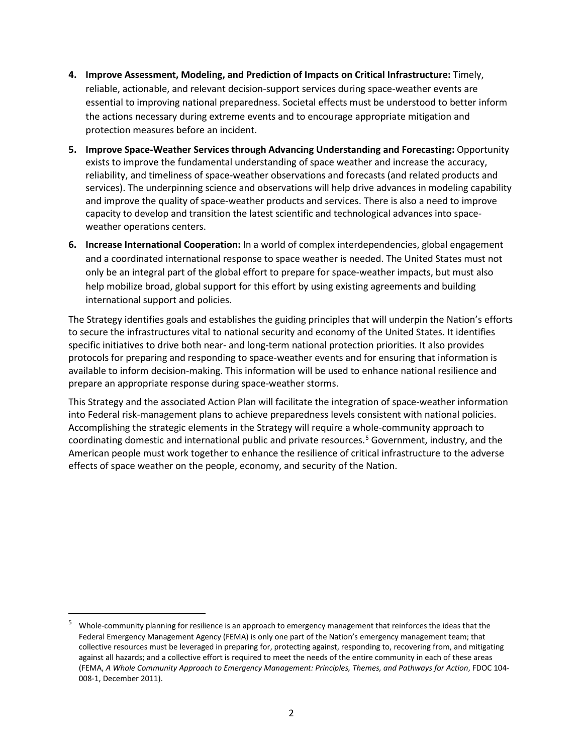4. **Improve Assessment, Modeling, and Prediction of Impacts on Critical Infrastructure:** Timely, reliable, actionable, and relevant decision-support services during space-weather events are essential to improving national preparedness. Societal effects must be understood to better inform the actions necessary during extreme events and to encourage appropriate mitigation and protection measures before an incident.

5. **Improve Space-Weather Services through Advancing Understanding and Forecasting:** Opportunity exists to improve the fundamental understanding of space weather and increase the accuracy, reliability, and timeliness of space-weather observations and forecasts (and related products and services). The underpinning science and observations will help drive advances in modeling capability and improve the quality of space-weather products and services. There is also a need to improve capacity to develop and transition the latest scientific and technological advances into space-weather operations centers.

6. **Increase International Cooperation:** In a world of complex interdependencies, global engagement and a coordinated international response to space weather is needed. The United States must not only be an integral part of the global effort to prepare for space-weather impacts, but must also help mobilize broad, global support for this effort by using existing agreements and building international support and policies.

The Strategy identifies goals and establishes the guiding principles that will underpin the Nation's efforts to secure the infrastructures vital to national security and economy of the United States. It identifies specific initiatives to drive both near- and long-term national protection priorities. It also provides protocols for preparing and responding to space-weather events and for ensuring that information is available to inform decision-making. This information will be used to enhance national resilience and prepare an appropriate response during space-weather storms.

This Strategy and the associated Action Plan will facilitate the integration of space-weather information into Federal risk-management plans to achieve preparedness levels consistent with national policies. Accomplishing the strategic elements in the Strategy will require a whole-community approach to coordinating domestic and international public and private resources.[5] Government, industry, and the American people must work together to enhance the resilience of critical infrastructure to the adverse effects of space weather on the people, economy, and security of the Nation.

[5] Whole-community planning for resilience is an approach to emergency management that reinforces the ideas that the Federal Emergency Management Agency (FEMA) is only one part of the Nation's emergency management team; that collective resources must be leveraged in preparing for, protecting against, responding to, recovering from, and mitigating against all hazards; and a collective effort is required to meet the needs of the entire community in each of these areas (FEMA, *A Whole Community Approach to Emergency Management: Principles, Themes, and Pathways for Action*, FDOC 104-008-1, December 2011).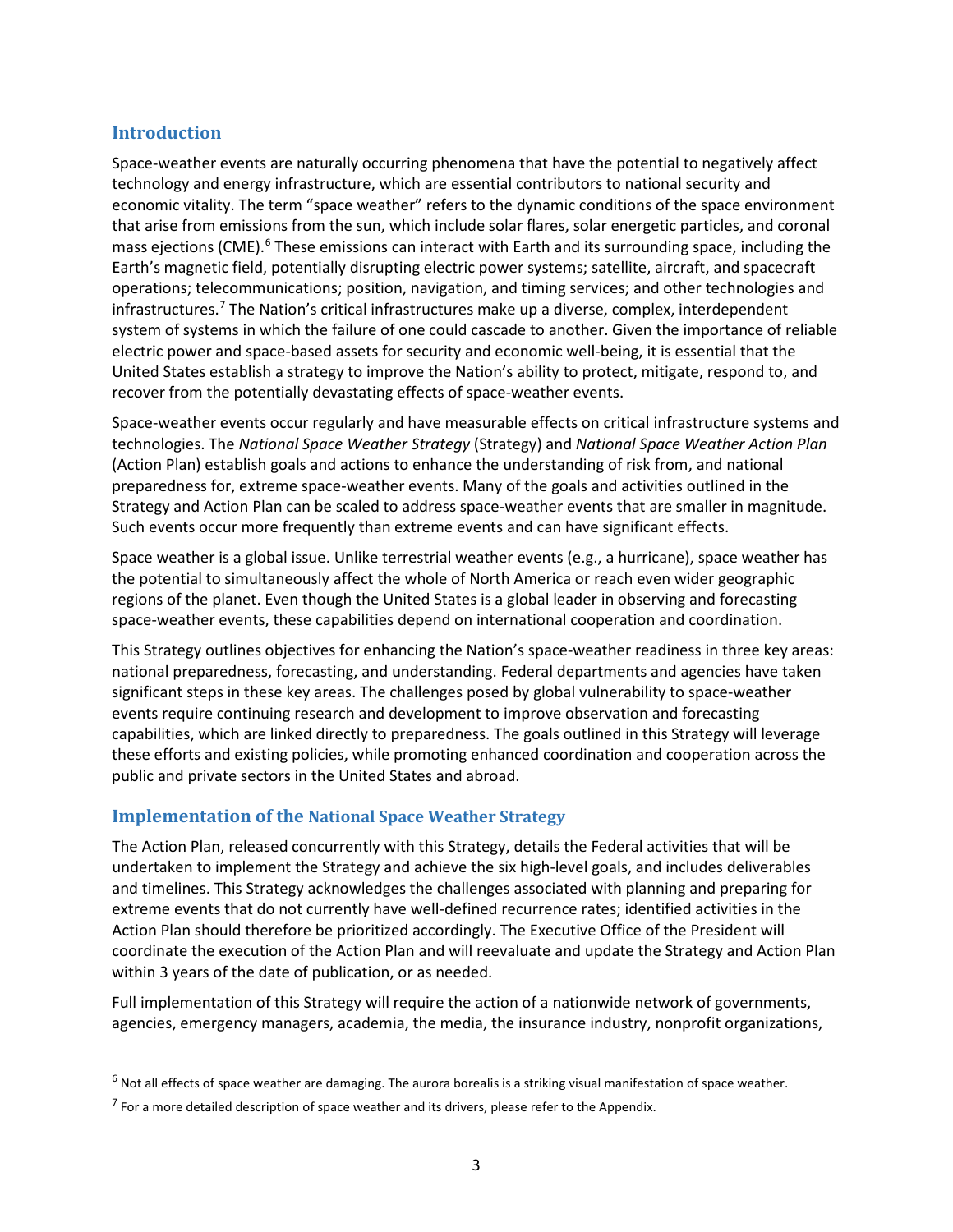## Introduction

Space-weather events are naturally occurring phenomena that have the potential to negatively affect technology and energy infrastructure, which are essential contributors to national security and economic vitality. The term "space weather" refers to the dynamic conditions of the space environment that arise from emissions from the sun, which include solar flares, solar energetic particles, and coronal mass ejections (CME).[6] These emissions can interact with Earth and its surrounding space, including the Earth's magnetic field, potentially disrupting electric power systems; satellite, aircraft, and spacecraft operations; telecommunications; position, navigation, and timing services; and other technologies and infrastructures.[7] The Nation's critical infrastructures make up a diverse, complex, interdependent system of systems in which the failure of one could cascade to another. Given the importance of reliable electric power and space-based assets for security and economic well-being, it is essential that the United States establish a strategy to improve the Nation's ability to protect, mitigate, respond to, and recover from the potentially devastating effects of space-weather events.

Space-weather events occur regularly and have measurable effects on critical infrastructure systems and technologies. The *National Space Weather Strategy* (Strategy) and *National Space Weather Action Plan* (Action Plan) establish goals and actions to enhance the understanding of risk from, and national preparedness for, extreme space-weather events. Many of the goals and activities outlined in the Strategy and Action Plan can be scaled to address space-weather events that are smaller in magnitude. Such events occur more frequently than extreme events and can have significant effects.

Space weather is a global issue. Unlike terrestrial weather events (e.g., a hurricane), space weather has the potential to simultaneously affect the whole of North America or reach even wider geographic regions of the planet. Even though the United States is a global leader in observing and forecasting space-weather events, these capabilities depend on international cooperation and coordination.

This Strategy outlines objectives for enhancing the Nation's space-weather readiness in three key areas: national preparedness, forecasting, and understanding. Federal departments and agencies have taken significant steps in these key areas. The challenges posed by global vulnerability to space-weather events require continuing research and development to improve observation and forecasting capabilities, which are linked directly to preparedness. The goals outlined in this Strategy will leverage these efforts and existing policies, while promoting enhanced coordination and cooperation across the public and private sectors in the United States and abroad.

## Implementation of the National Space Weather Strategy

The Action Plan, released concurrently with this Strategy, details the Federal activities that will be undertaken to implement the Strategy and achieve the six high-level goals, and includes deliverables and timelines. This Strategy acknowledges the challenges associated with planning and preparing for extreme events that do not currently have well-defined recurrence rates; identified activities in the Action Plan should therefore be prioritized accordingly. The Executive Office of the President will coordinate the execution of the Action Plan and will reevaluate and update the Strategy and Action Plan within 3 years of the date of publication, or as needed.

Full implementation of this Strategy will require the action of a nationwide network of governments, agencies, emergency managers, academia, the media, the insurance industry, nonprofit organizations,

---

[6] Not all effects of space weather are damaging. The aurora borealis is a striking visual manifestation of space weather.

[7] For a more detailed description of space weather and its drivers, please refer to the Appendix.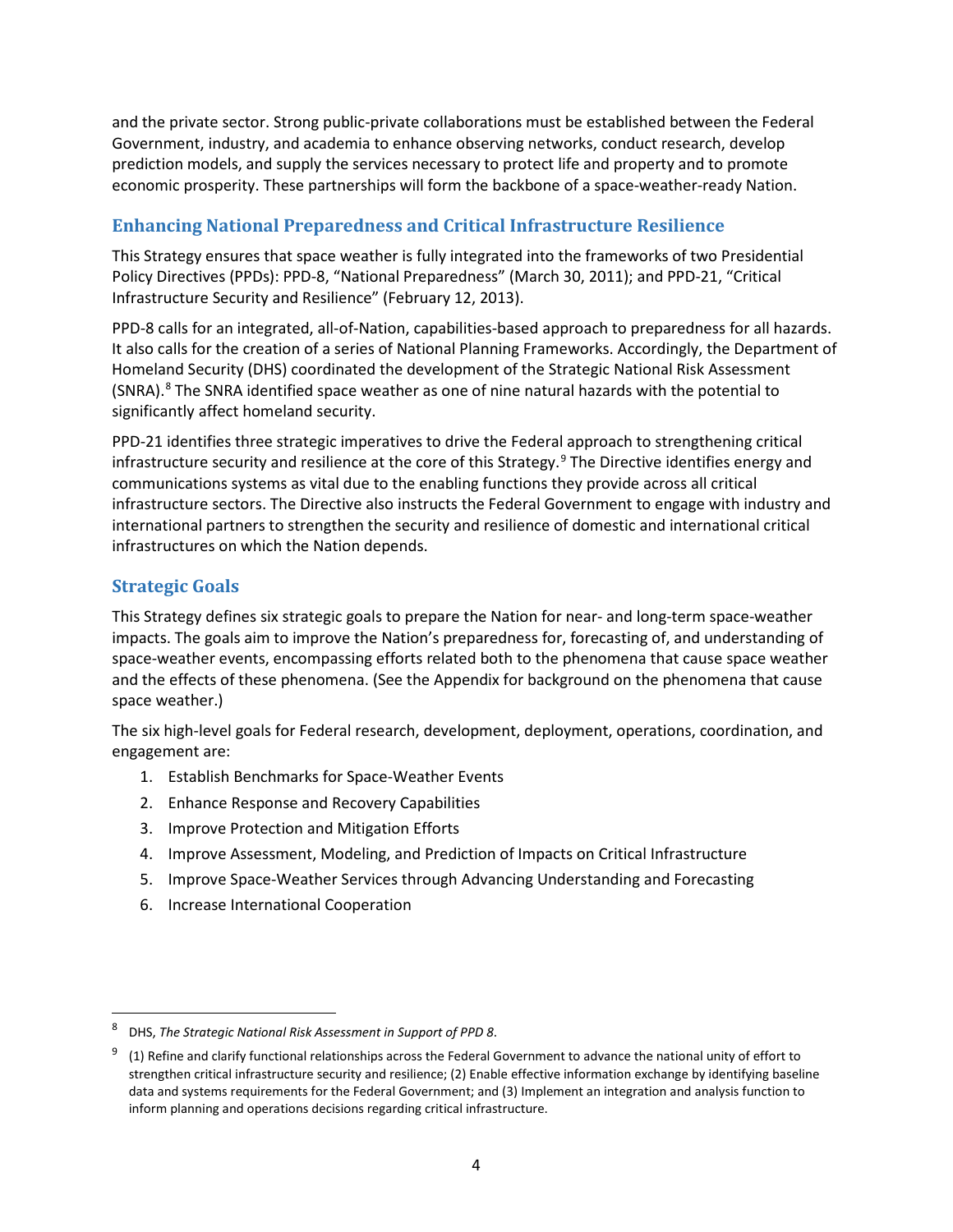and the private sector. Strong public-private collaborations must be established between the Federal Government, industry, and academia to enhance observing networks, conduct research, develop prediction models, and supply the services necessary to protect life and property and to promote economic prosperity. These partnerships will form the backbone of a space-weather-ready Nation.

## Enhancing National Preparedness and Critical Infrastructure Resilience

This Strategy ensures that space weather is fully integrated into the frameworks of two Presidential Policy Directives (PPDs): PPD-8, "National Preparedness" (March 30, 2011); and PPD-21, "Critical Infrastructure Security and Resilience" (February 12, 2013).

PPD-8 calls for an integrated, all-of-Nation, capabilities-based approach to preparedness for all hazards. It also calls for the creation of a series of National Planning Frameworks. Accordingly, the Department of Homeland Security (DHS) coordinated the development of the Strategic National Risk Assessment (SNRA).[8] The SNRA identified space weather as one of nine natural hazards with the potential to significantly affect homeland security.

PPD-21 identifies three strategic imperatives to drive the Federal approach to strengthening critical infrastructure security and resilience at the core of this Strategy.[9] The Directive identifies energy and communications systems as vital due to the enabling functions they provide across all critical infrastructure sectors. The Directive also instructs the Federal Government to engage with industry and international partners to strengthen the security and resilience of domestic and international critical infrastructures on which the Nation depends.

## Strategic Goals

This Strategy defines six strategic goals to prepare the Nation for near- and long-term space-weather impacts. The goals aim to improve the Nation's preparedness for, forecasting of, and understanding of space-weather events, encompassing efforts related both to the phenomena that cause space weather and the effects of these phenomena. (See the Appendix for background on the phenomena that cause space weather.)

The six high-level goals for Federal research, development, deployment, operations, coordination, and engagement are:

1. Establish Benchmarks for Space-Weather Events
2. Enhance Response and Recovery Capabilities
3. Improve Protection and Mitigation Efforts
4. Improve Assessment, Modeling, and Prediction of Impacts on Critical Infrastructure
5. Improve Space-Weather Services through Advancing Understanding and Forecasting
6. Increase International Cooperation

---

[8] DHS, *The Strategic National Risk Assessment in Support of PPD 8*.

[9] (1) Refine and clarify functional relationships across the Federal Government to advance the national unity of effort to strengthen critical infrastructure security and resilience; (2) Enable effective information exchange by identifying baseline data and systems requirements for the Federal Government; and (3) Implement an integration and analysis function to inform planning and operations decisions regarding critical infrastructure.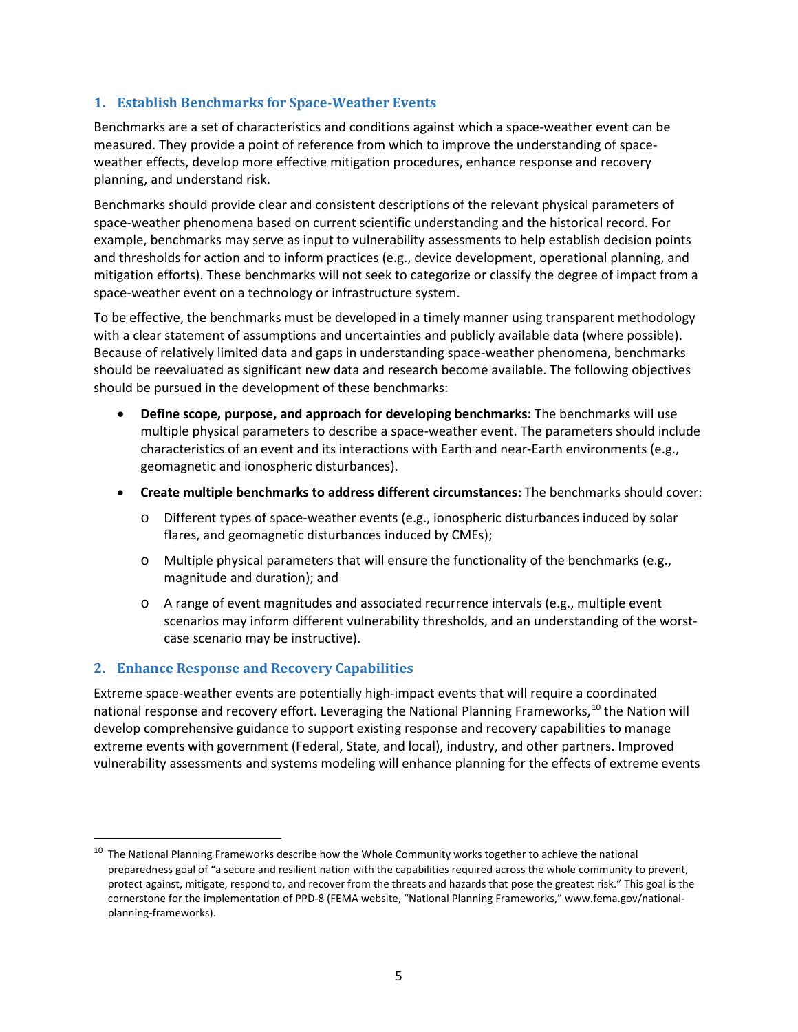## 1. Establish Benchmarks for Space-Weather Events

Benchmarks are a set of characteristics and conditions against which a space-weather event can be measured. They provide a point of reference from which to improve the understanding of space-weather effects, develop more effective mitigation procedures, enhance response and recovery planning, and understand risk.

Benchmarks should provide clear and consistent descriptions of the relevant physical parameters of space-weather phenomena based on current scientific understanding and the historical record. For example, benchmarks may serve as input to vulnerability assessments to help establish decision points and thresholds for action and to inform practices (e.g., device development, operational planning, and mitigation efforts). These benchmarks will not seek to categorize or classify the degree of impact from a space-weather event on a technology or infrastructure system.

To be effective, the benchmarks must be developed in a timely manner using transparent methodology with a clear statement of assumptions and uncertainties and publicly available data (where possible). Because of relatively limited data and gaps in understanding space-weather phenomena, benchmarks should be reevaluated as significant new data and research become available. The following objectives should be pursued in the development of these benchmarks:

- **Define scope, purpose, and approach for developing benchmarks:** The benchmarks will use multiple physical parameters to describe a space-weather event. The parameters should include characteristics of an event and its interactions with Earth and near-Earth environments (e.g., geomagnetic and ionospheric disturbances).
- **Create multiple benchmarks to address different circumstances:** The benchmarks should cover:
  - Different types of space-weather events (e.g., ionospheric disturbances induced by solar flares, and geomagnetic disturbances induced by CMEs);
  - Multiple physical parameters that will ensure the functionality of the benchmarks (e.g., magnitude and duration); and
  - A range of event magnitudes and associated recurrence intervals (e.g., multiple event scenarios may inform different vulnerability thresholds, and an understanding of the worst-case scenario may be instructive).

## 2. Enhance Response and Recovery Capabilities

Extreme space-weather events are potentially high-impact events that will require a coordinated national response and recovery effort. Leveraging the National Planning Frameworks,[10] the Nation will develop comprehensive guidance to support existing response and recovery capabilities to manage extreme events with government (Federal, State, and local), industry, and other partners. Improved vulnerability assessments and systems modeling will enhance planning for the effects of extreme events

[10] The National Planning Frameworks describe how the Whole Community works together to achieve the national preparedness goal of "a secure and resilient nation with the capabilities required across the whole community to prevent, protect against, mitigate, respond to, and recover from the threats and hazards that pose the greatest risk." This goal is the cornerstone for the implementation of PPD-8 (FEMA website, "National Planning Frameworks," www.fema.gov/national-planning-frameworks).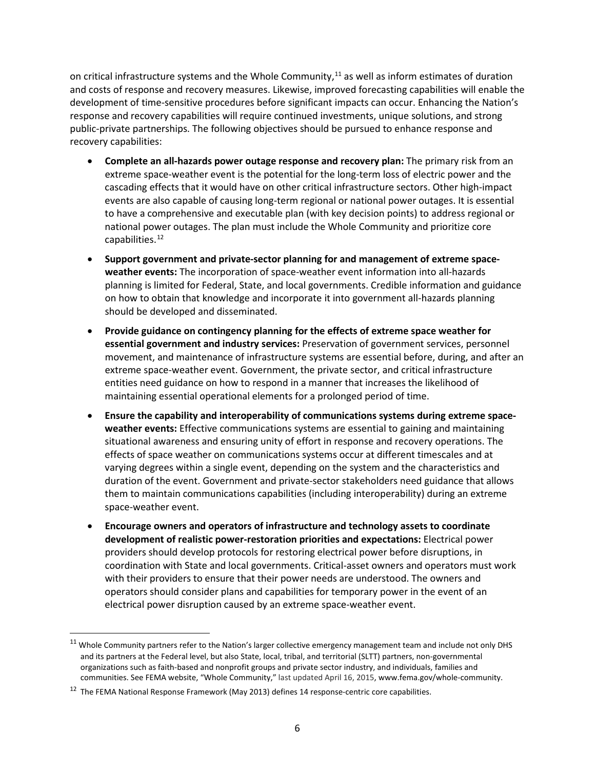on critical infrastructure systems and the Whole Community,[11] as well as inform estimates of duration and costs of response and recovery measures. Likewise, improved forecasting capabilities will enable the development of time-sensitive procedures before significant impacts can occur. Enhancing the Nation's response and recovery capabilities will require continued investments, unique solutions, and strong public-private partnerships. The following objectives should be pursued to enhance response and recovery capabilities:

- **Complete an all-hazards power outage response and recovery plan:** The primary risk from an extreme space-weather event is the potential for the long-term loss of electric power and the cascading effects that it would have on other critical infrastructure sectors. Other high-impact events are also capable of causing long-term regional or national power outages. It is essential to have a comprehensive and executable plan (with key decision points) to address regional or national power outages. The plan must include the Whole Community and prioritize core capabilities.[12]
- **Support government and private-sector planning for and management of extreme space-weather events:** The incorporation of space-weather event information into all-hazards planning is limited for Federal, State, and local governments. Credible information and guidance on how to obtain that knowledge and incorporate it into government all-hazards planning should be developed and disseminated.
- **Provide guidance on contingency planning for the effects of extreme space weather for essential government and industry services:** Preservation of government services, personnel movement, and maintenance of infrastructure systems are essential before, during, and after an extreme space-weather event. Government, the private sector, and critical infrastructure entities need guidance on how to respond in a manner that increases the likelihood of maintaining essential operational elements for a prolonged period of time.
- **Ensure the capability and interoperability of communications systems during extreme space-weather events:** Effective communications systems are essential to gaining and maintaining situational awareness and ensuring unity of effort in response and recovery operations. The effects of space weather on communications systems occur at different timescales and at varying degrees within a single event, depending on the system and the characteristics and duration of the event. Government and private-sector stakeholders need guidance that allows them to maintain communications capabilities (including interoperability) during an extreme space-weather event.
- **Encourage owners and operators of infrastructure and technology assets to coordinate development of realistic power-restoration priorities and expectations:** Electrical power providers should develop protocols for restoring electrical power before disruptions, in coordination with State and local governments. Critical-asset owners and operators must work with their providers to ensure that their power needs are understood. The owners and operators should consider plans and capabilities for temporary power in the event of an electrical power disruption caused by an extreme space-weather event.

---

[11] Whole Community partners refer to the Nation's larger collective emergency management team and include not only DHS and its partners at the Federal level, but also State, local, tribal, and territorial (SLTT) partners, non-governmental organizations such as faith-based and nonprofit groups and private sector industry, and individuals, families and communities. See FEMA website, "Whole Community," last updated April 16, 2015, www.fema.gov/whole-community.

[12] The FEMA National Response Framework (May 2013) defines 14 response-centric core capabilities.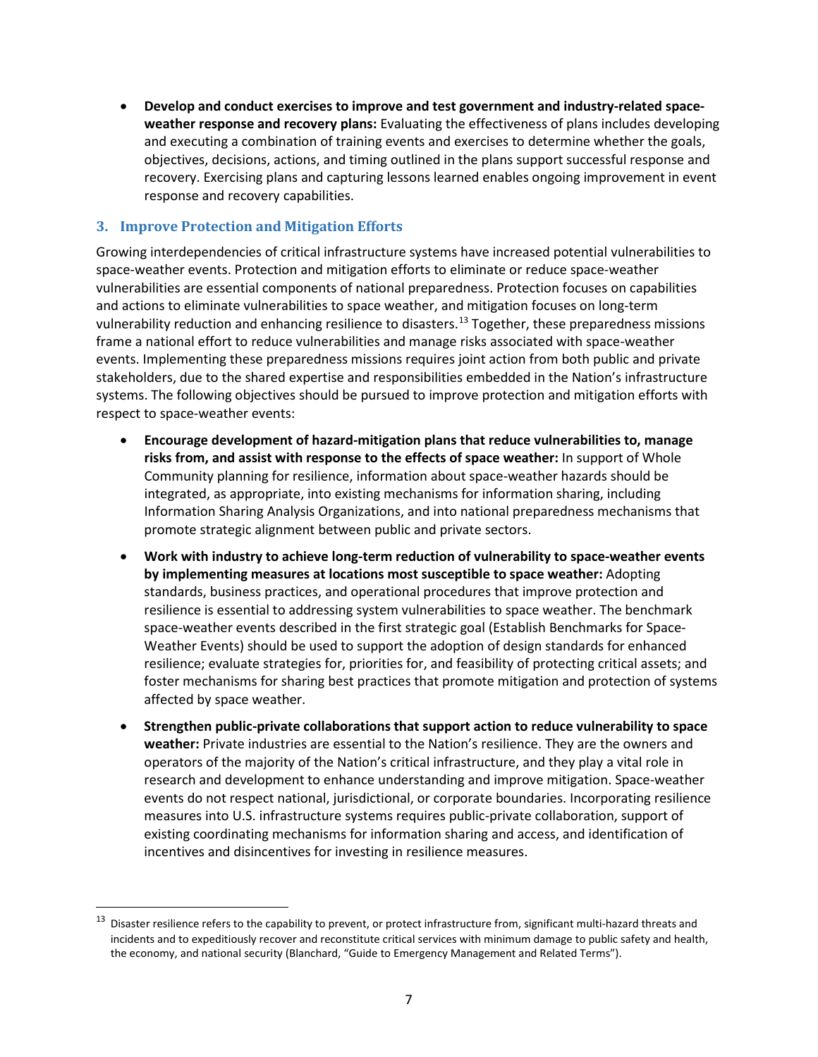- **Develop and conduct exercises to improve and test government and industry-related space-weather response and recovery plans:** Evaluating the effectiveness of plans includes developing and executing a combination of training events and exercises to determine whether the goals, objectives, decisions, actions, and timing outlined in the plans support successful response and recovery. Exercising plans and capturing lessons learned enables ongoing improvement in event response and recovery capabilities.

### 3. Improve Protection and Mitigation Efforts

Growing interdependencies of critical infrastructure systems have increased potential vulnerabilities to space-weather events. Protection and mitigation efforts to eliminate or reduce space-weather vulnerabilities are essential components of national preparedness. Protection focuses on capabilities and actions to eliminate vulnerabilities to space weather, and mitigation focuses on long-term vulnerability reduction and enhancing resilience to disasters.[13] Together, these preparedness missions frame a national effort to reduce vulnerabilities and manage risks associated with space-weather events. Implementing these preparedness missions requires joint action from both public and private stakeholders, due to the shared expertise and responsibilities embedded in the Nation's infrastructure systems. The following objectives should be pursued to improve protection and mitigation efforts with respect to space-weather events:

- **Encourage development of hazard-mitigation plans that reduce vulnerabilities to, manage risks from, and assist with response to the effects of space weather:** In support of Whole Community planning for resilience, information about space-weather hazards should be integrated, as appropriate, into existing mechanisms for information sharing, including Information Sharing Analysis Organizations, and into national preparedness mechanisms that promote strategic alignment between public and private sectors.
- **Work with industry to achieve long-term reduction of vulnerability to space-weather events by implementing measures at locations most susceptible to space weather:** Adopting standards, business practices, and operational procedures that improve protection and resilience is essential to addressing system vulnerabilities to space weather. The benchmark space-weather events described in the first strategic goal (Establish Benchmarks for Space-Weather Events) should be used to support the adoption of design standards for enhanced resilience; evaluate strategies for, priorities for, and feasibility of protecting critical assets; and foster mechanisms for sharing best practices that promote mitigation and protection of systems affected by space weather.
- **Strengthen public-private collaborations that support action to reduce vulnerability to space weather:** Private industries are essential to the Nation's resilience. They are the owners and operators of the majority of the Nation's critical infrastructure, and they play a vital role in research and development to enhance understanding and improve mitigation. Space-weather events do not respect national, jurisdictional, or corporate boundaries. Incorporating resilience measures into U.S. infrastructure systems requires public-private collaboration, support of existing coordinating mechanisms for information sharing and access, and identification of incentives and disincentives for investing in resilience measures.

---

[13] Disaster resilience refers to the capability to prevent, or protect infrastructure from, significant multi-hazard threats and incidents and to expeditiously recover and reconstitute critical services with minimum damage to public safety and health, the economy, and national security (Blanchard, "Guide to Emergency Management and Related Terms").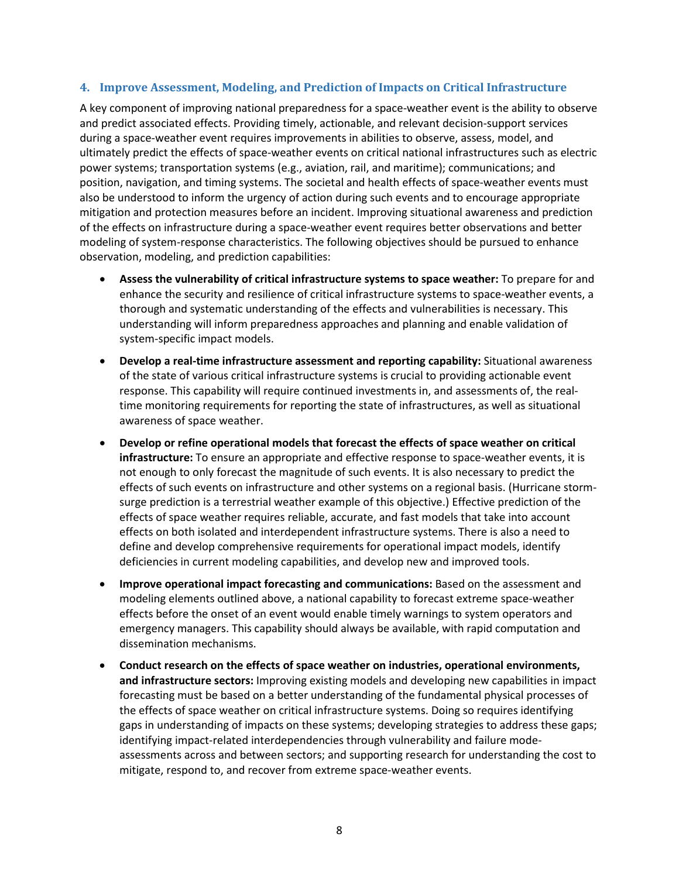### 4. Improve Assessment, Modeling, and Prediction of Impacts on Critical Infrastructure

A key component of improving national preparedness for a space-weather event is the ability to observe and predict associated effects. Providing timely, actionable, and relevant decision-support services during a space-weather event requires improvements in abilities to observe, assess, model, and ultimately predict the effects of space-weather events on critical national infrastructures such as electric power systems; transportation systems (e.g., aviation, rail, and maritime); communications; and position, navigation, and timing systems. The societal and health effects of space-weather events must also be understood to inform the urgency of action during such events and to encourage appropriate mitigation and protection measures before an incident. Improving situational awareness and prediction of the effects on infrastructure during a space-weather event requires better observations and better modeling of system-response characteristics. The following objectives should be pursued to enhance observation, modeling, and prediction capabilities:

- **Assess the vulnerability of critical infrastructure systems to space weather:** To prepare for and enhance the security and resilience of critical infrastructure systems to space-weather events, a thorough and systematic understanding of the effects and vulnerabilities is necessary. This understanding will inform preparedness approaches and planning and enable validation of system-specific impact models.
- **Develop a real-time infrastructure assessment and reporting capability:** Situational awareness of the state of various critical infrastructure systems is crucial to providing actionable event response. This capability will require continued investments in, and assessments of, the real-time monitoring requirements for reporting the state of infrastructures, as well as situational awareness of space weather.
- **Develop or refine operational models that forecast the effects of space weather on critical infrastructure:** To ensure an appropriate and effective response to space-weather events, it is not enough to only forecast the magnitude of such events. It is also necessary to predict the effects of such events on infrastructure and other systems on a regional basis. (Hurricane storm-surge prediction is a terrestrial weather example of this objective.) Effective prediction of the effects of space weather requires reliable, accurate, and fast models that take into account effects on both isolated and interdependent infrastructure systems. There is also a need to define and develop comprehensive requirements for operational impact models, identify deficiencies in current modeling capabilities, and develop new and improved tools.
- **Improve operational impact forecasting and communications:** Based on the assessment and modeling elements outlined above, a national capability to forecast extreme space-weather effects before the onset of an event would enable timely warnings to system operators and emergency managers. This capability should always be available, with rapid computation and dissemination mechanisms.
- **Conduct research on the effects of space weather on industries, operational environments, and infrastructure sectors:** Improving existing models and developing new capabilities in impact forecasting must be based on a better understanding of the fundamental physical processes of the effects of space weather on critical infrastructure systems. Doing so requires identifying gaps in understanding of impacts on these systems; developing strategies to address these gaps; identifying impact-related interdependencies through vulnerability and failure mode-assessments across and between sectors; and supporting research for understanding the cost to mitigate, respond to, and recover from extreme space-weather events.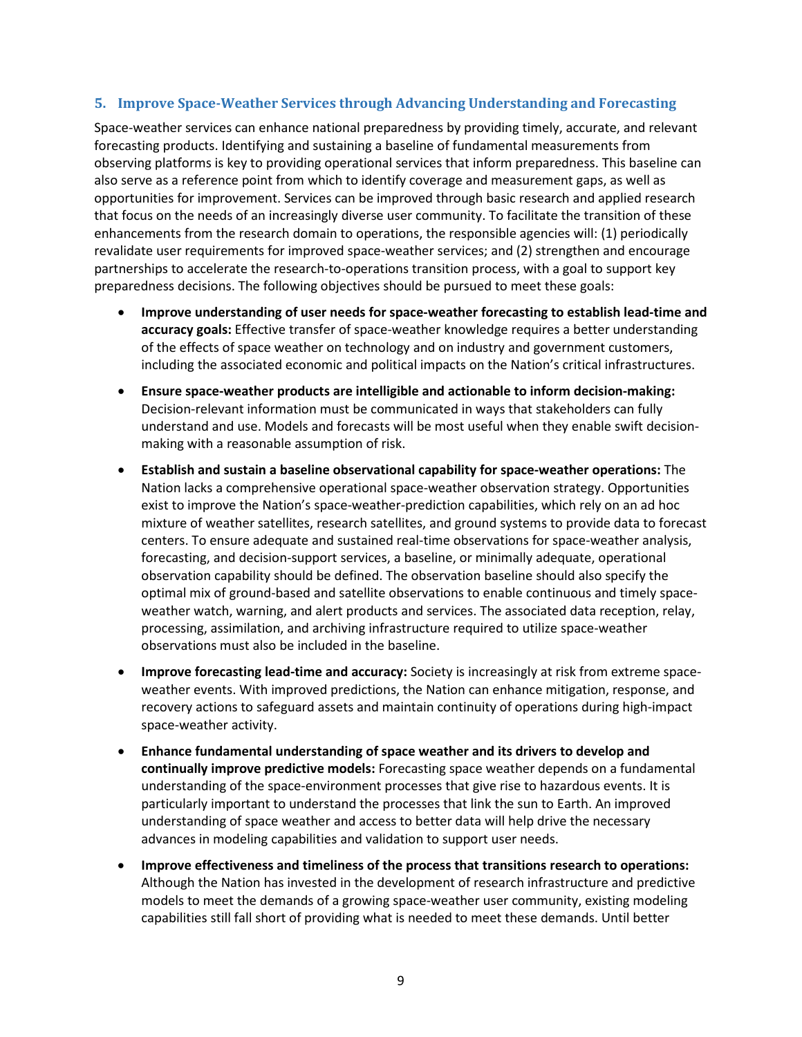## 5. Improve Space-Weather Services through Advancing Understanding and Forecasting

Space-weather services can enhance national preparedness by providing timely, accurate, and relevant forecasting products. Identifying and sustaining a baseline of fundamental measurements from observing platforms is key to providing operational services that inform preparedness. This baseline can also serve as a reference point from which to identify coverage and measurement gaps, as well as opportunities for improvement. Services can be improved through basic research and applied research that focus on the needs of an increasingly diverse user community. To facilitate the transition of these enhancements from the research domain to operations, the responsible agencies will: (1) periodically revalidate user requirements for improved space-weather services; and (2) strengthen and encourage partnerships to accelerate the research-to-operations transition process, with a goal to support key preparedness decisions. The following objectives should be pursued to meet these goals:

- **Improve understanding of user needs for space-weather forecasting to establish lead-time and accuracy goals:** Effective transfer of space-weather knowledge requires a better understanding of the effects of space weather on technology and on industry and government customers, including the associated economic and political impacts on the Nation's critical infrastructures.
- **Ensure space-weather products are intelligible and actionable to inform decision-making:** Decision-relevant information must be communicated in ways that stakeholders can fully understand and use. Models and forecasts will be most useful when they enable swift decision-making with a reasonable assumption of risk.
- **Establish and sustain a baseline observational capability for space-weather operations:** The Nation lacks a comprehensive operational space-weather observation strategy. Opportunities exist to improve the Nation's space-weather-prediction capabilities, which rely on an ad hoc mixture of weather satellites, research satellites, and ground systems to provide data to forecast centers. To ensure adequate and sustained real-time observations for space-weather analysis, forecasting, and decision-support services, a baseline, or minimally adequate, operational observation capability should be defined. The observation baseline should also specify the optimal mix of ground-based and satellite observations to enable continuous and timely space-weather watch, warning, and alert products and services. The associated data reception, relay, processing, assimilation, and archiving infrastructure required to utilize space-weather observations must also be included in the baseline.
- **Improve forecasting lead-time and accuracy:** Society is increasingly at risk from extreme space-weather events. With improved predictions, the Nation can enhance mitigation, response, and recovery actions to safeguard assets and maintain continuity of operations during high-impact space-weather activity.
- **Enhance fundamental understanding of space weather and its drivers to develop and continually improve predictive models:** Forecasting space weather depends on a fundamental understanding of the space-environment processes that give rise to hazardous events. It is particularly important to understand the processes that link the sun to Earth. An improved understanding of space weather and access to better data will help drive the necessary advances in modeling capabilities and validation to support user needs.
- **Improve effectiveness and timeliness of the process that transitions research to operations:** Although the Nation has invested in the development of research infrastructure and predictive models to meet the demands of a growing space-weather user community, existing modeling capabilities still fall short of providing what is needed to meet these demands. Until better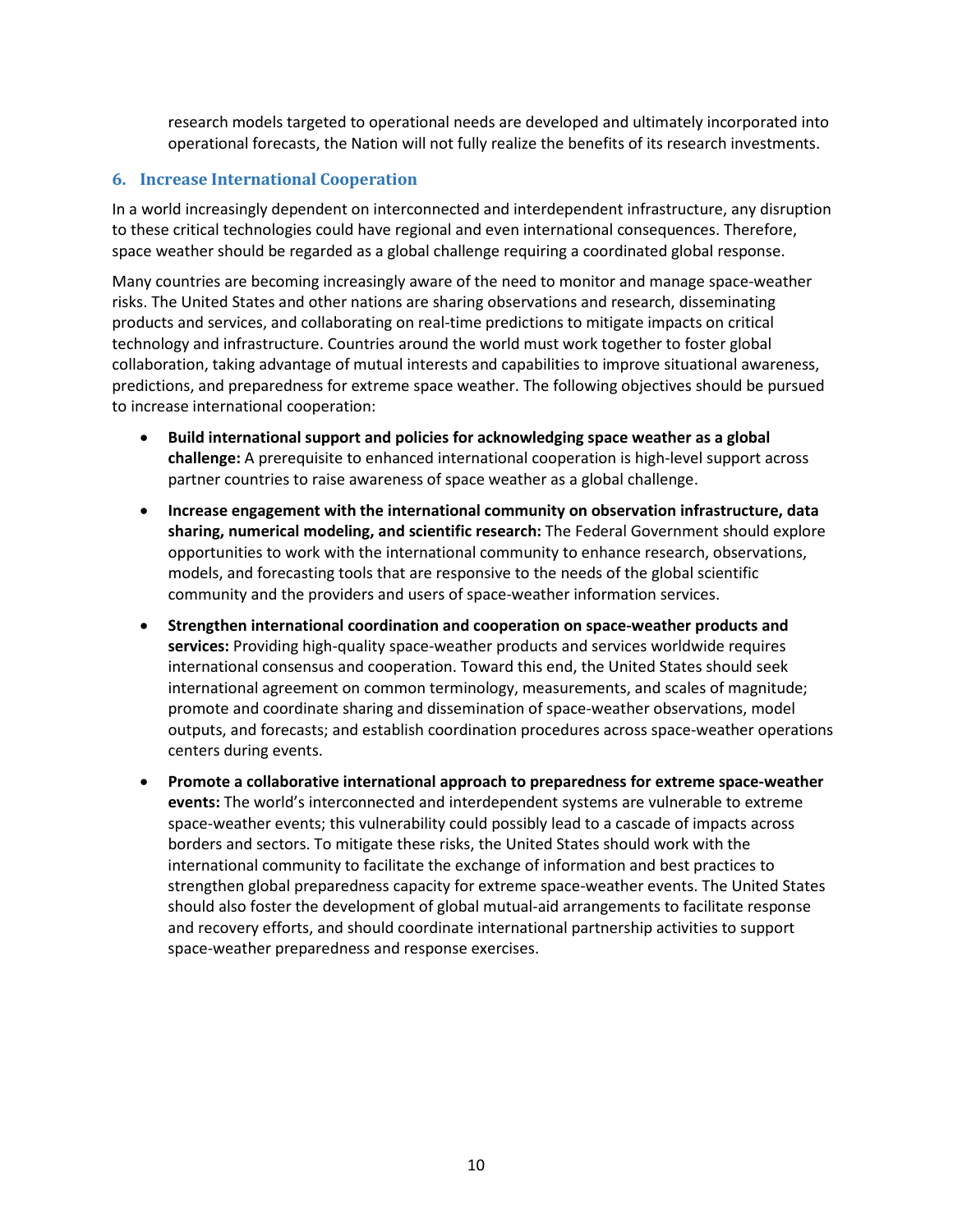research models targeted to operational needs are developed and ultimately incorporated into operational forecasts, the Nation will not fully realize the benefits of its research investments.

### 6. Increase International Cooperation

In a world increasingly dependent on interconnected and interdependent infrastructure, any disruption to these critical technologies could have regional and even international consequences. Therefore, space weather should be regarded as a global challenge requiring a coordinated global response.

Many countries are becoming increasingly aware of the need to monitor and manage space-weather risks. The United States and other nations are sharing observations and research, disseminating products and services, and collaborating on real-time predictions to mitigate impacts on critical technology and infrastructure. Countries around the world must work together to foster global collaboration, taking advantage of mutual interests and capabilities to improve situational awareness, predictions, and preparedness for extreme space weather. The following objectives should be pursued to increase international cooperation:

- **Build international support and policies for acknowledging space weather as a global challenge:** A prerequisite to enhanced international cooperation is high-level support across partner countries to raise awareness of space weather as a global challenge.
- **Increase engagement with the international community on observation infrastructure, data sharing, numerical modeling, and scientific research:** The Federal Government should explore opportunities to work with the international community to enhance research, observations, models, and forecasting tools that are responsive to the needs of the global scientific community and the providers and users of space-weather information services.
- **Strengthen international coordination and cooperation on space-weather products and services:** Providing high-quality space-weather products and services worldwide requires international consensus and cooperation. Toward this end, the United States should seek international agreement on common terminology, measurements, and scales of magnitude; promote and coordinate sharing and dissemination of space-weather observations, model outputs, and forecasts; and establish coordination procedures across space-weather operations centers during events.
- **Promote a collaborative international approach to preparedness for extreme space-weather events:** The world's interconnected and interdependent systems are vulnerable to extreme space-weather events; this vulnerability could possibly lead to a cascade of impacts across borders and sectors. To mitigate these risks, the United States should work with the international community to facilitate the exchange of information and best practices to strengthen global preparedness capacity for extreme space-weather events. The United States should also foster the development of global mutual-aid arrangements to facilitate response and recovery efforts, and should coordinate international partnership activities to support space-weather preparedness and response exercises.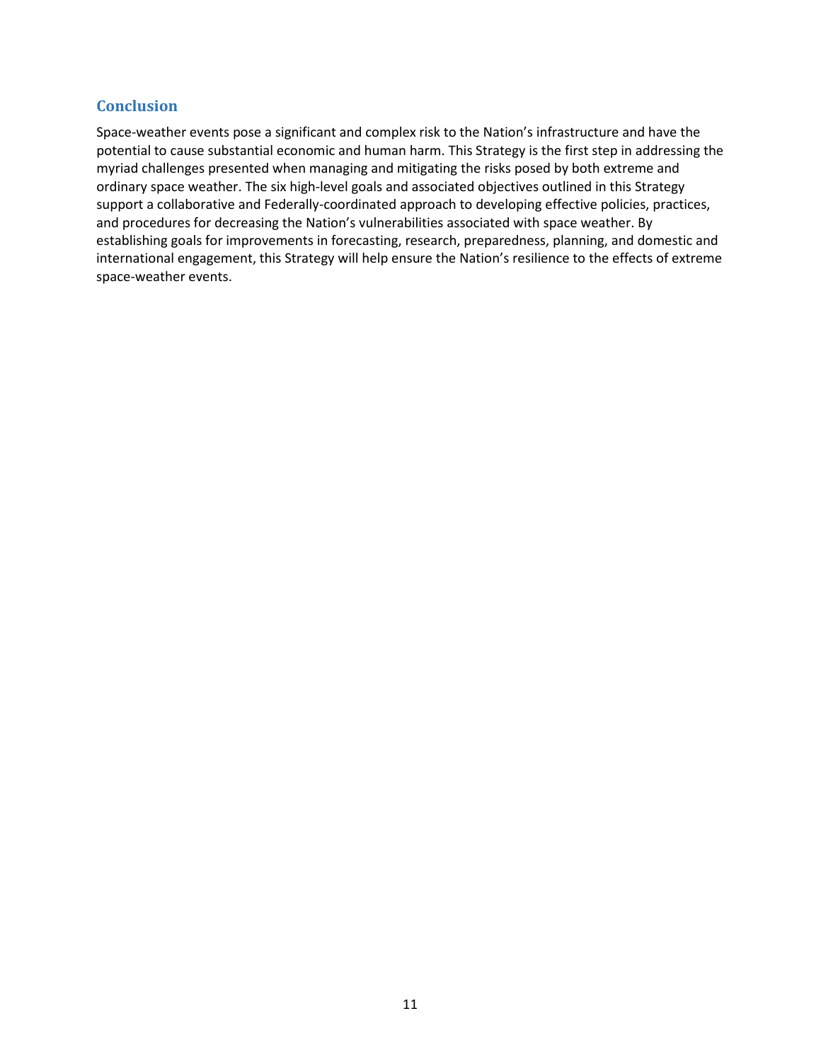## Conclusion

Space-weather events pose a significant and complex risk to the Nation's infrastructure and have the potential to cause substantial economic and human harm. This Strategy is the first step in addressing the myriad challenges presented when managing and mitigating the risks posed by both extreme and ordinary space weather. The six high-level goals and associated objectives outlined in this Strategy support a collaborative and Federally-coordinated approach to developing effective policies, practices, and procedures for decreasing the Nation's vulnerabilities associated with space weather. By establishing goals for improvements in forecasting, research, preparedness, planning, and domestic and international engagement, this Strategy will help ensure the Nation's resilience to the effects of extreme space-weather events.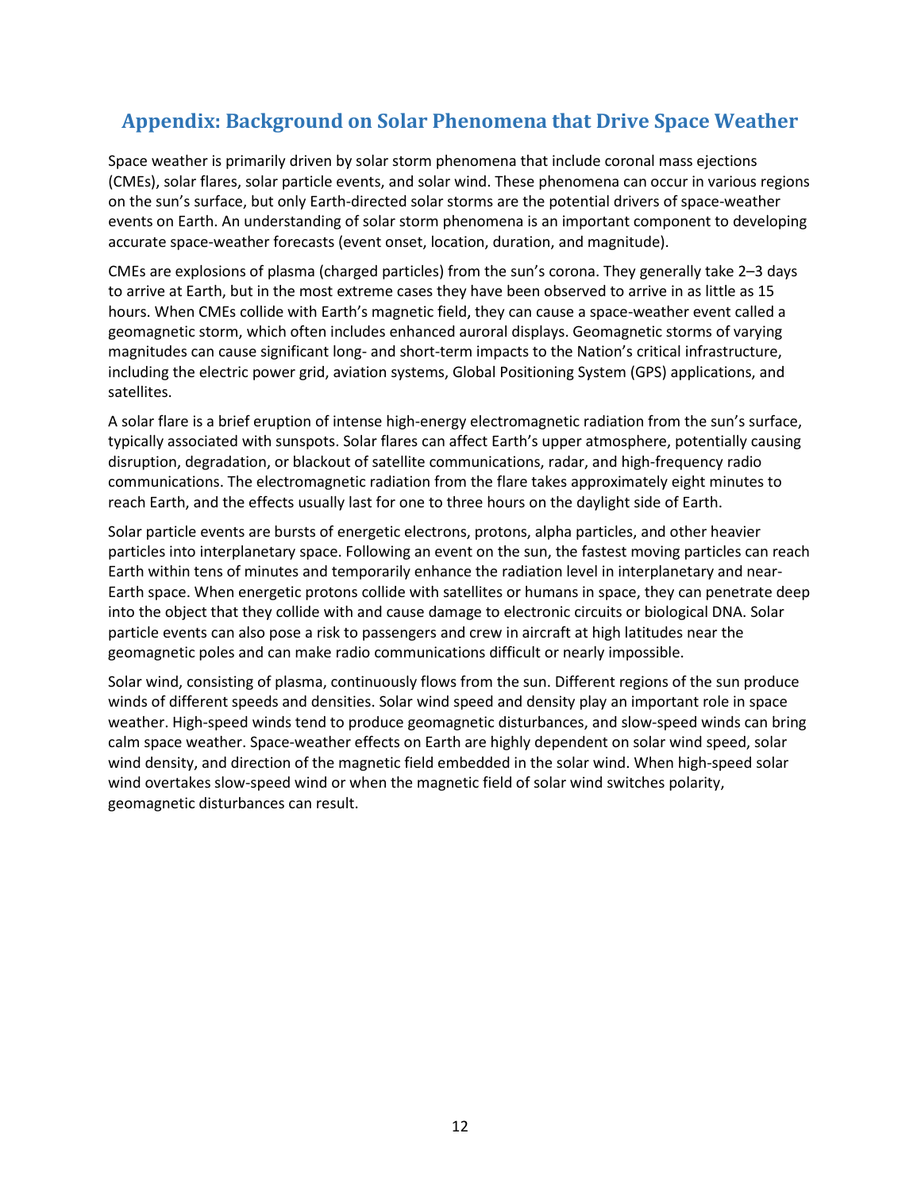# Appendix: Background on Solar Phenomena that Drive Space Weather

Space weather is primarily driven by solar storm phenomena that include coronal mass ejections (CMEs), solar flares, solar particle events, and solar wind. These phenomena can occur in various regions on the sun's surface, but only Earth-directed solar storms are the potential drivers of space-weather events on Earth. An understanding of solar storm phenomena is an important component to developing accurate space-weather forecasts (event onset, location, duration, and magnitude).

CMEs are explosions of plasma (charged particles) from the sun's corona. They generally take 2–3 days to arrive at Earth, but in the most extreme cases they have been observed to arrive in as little as 15 hours. When CMEs collide with Earth's magnetic field, they can cause a space-weather event called a geomagnetic storm, which often includes enhanced auroral displays. Geomagnetic storms of varying magnitudes can cause significant long- and short-term impacts to the Nation's critical infrastructure, including the electric power grid, aviation systems, Global Positioning System (GPS) applications, and satellites.

A solar flare is a brief eruption of intense high-energy electromagnetic radiation from the sun's surface, typically associated with sunspots. Solar flares can affect Earth's upper atmosphere, potentially causing disruption, degradation, or blackout of satellite communications, radar, and high-frequency radio communications. The electromagnetic radiation from the flare takes approximately eight minutes to reach Earth, and the effects usually last for one to three hours on the daylight side of Earth.

Solar particle events are bursts of energetic electrons, protons, alpha particles, and other heavier particles into interplanetary space. Following an event on the sun, the fastest moving particles can reach Earth within tens of minutes and temporarily enhance the radiation level in interplanetary and near-Earth space. When energetic protons collide with satellites or humans in space, they can penetrate deep into the object that they collide with and cause damage to electronic circuits or biological DNA. Solar particle events can also pose a risk to passengers and crew in aircraft at high latitudes near the geomagnetic poles and can make radio communications difficult or nearly impossible.

Solar wind, consisting of plasma, continuously flows from the sun. Different regions of the sun produce winds of different speeds and densities. Solar wind speed and density play an important role in space weather. High-speed winds tend to produce geomagnetic disturbances, and slow-speed winds can bring calm space weather. Space-weather effects on Earth are highly dependent on solar wind speed, solar wind density, and direction of the magnetic field embedded in the solar wind. When high-speed solar wind overtakes slow-speed wind or when the magnetic field of solar wind switches polarity, geomagnetic disturbances can result.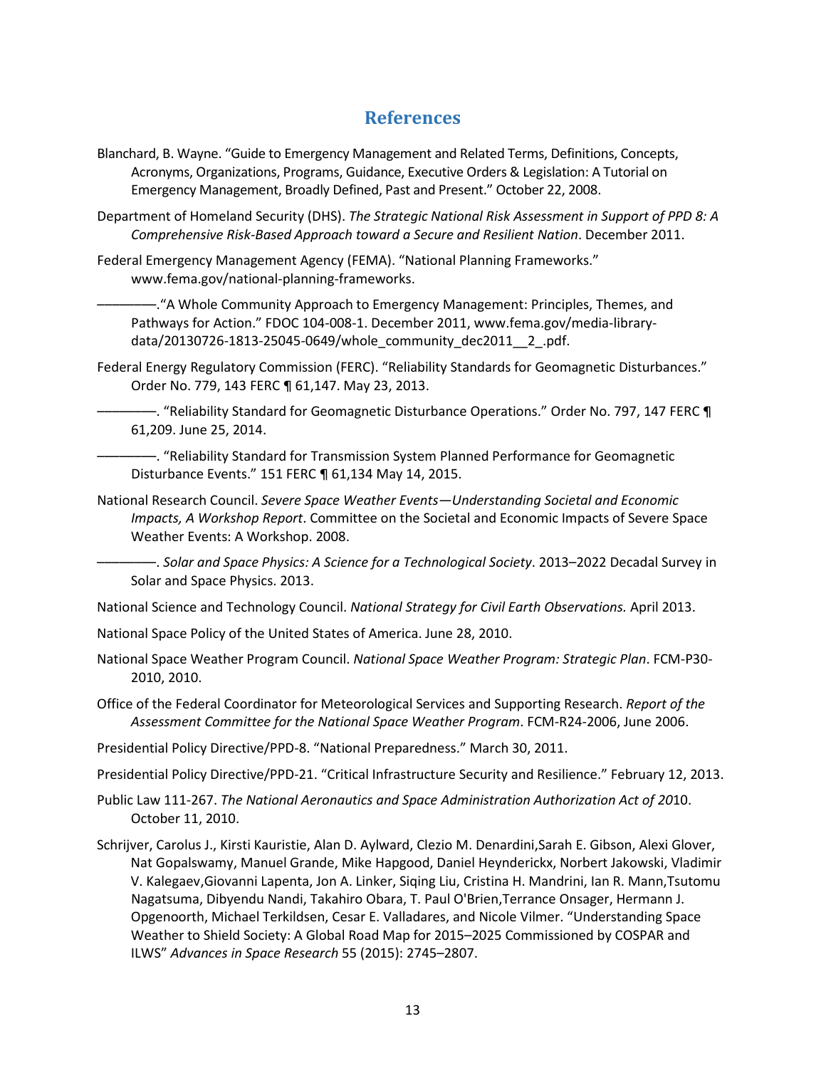# References

Blanchard, B. Wayne. "Guide to Emergency Management and Related Terms, Definitions, Concepts, Acronyms, Organizations, Programs, Guidance, Executive Orders & Legislation: A Tutorial on Emergency Management, Broadly Defined, Past and Present." October 22, 2008.

Department of Homeland Security (DHS). *The Strategic National Risk Assessment in Support of PPD 8: A Comprehensive Risk-Based Approach toward a Secure and Resilient Nation*. December 2011.

Federal Emergency Management Agency (FEMA). "National Planning Frameworks." www.fema.gov/national-planning-frameworks.

————."A Whole Community Approach to Emergency Management: Principles, Themes, and Pathways for Action." FDOC 104-008-1. December 2011, www.fema.gov/media-library-data/20130726-1813-25045-0649/whole_community_dec2011__2_.pdf.

Federal Energy Regulatory Commission (FERC). "Reliability Standards for Geomagnetic Disturbances." Order No. 779, 143 FERC ¶ 61,147. May 23, 2013.

————. "Reliability Standard for Geomagnetic Disturbance Operations." Order No. 797, 147 FERC ¶ 61,209. June 25, 2014.

————. "Reliability Standard for Transmission System Planned Performance for Geomagnetic Disturbance Events." 151 FERC ¶ 61,134 May 14, 2015.

National Research Council. *Severe Space Weather Events—Understanding Societal and Economic Impacts, A Workshop Report*. Committee on the Societal and Economic Impacts of Severe Space Weather Events: A Workshop. 2008.

————. *Solar and Space Physics: A Science for a Technological Society*. 2013–2022 Decadal Survey in Solar and Space Physics. 2013.

National Science and Technology Council. *National Strategy for Civil Earth Observations.* April 2013.

National Space Policy of the United States of America. June 28, 2010.

National Space Weather Program Council. *National Space Weather Program: Strategic Plan*. FCM-P30-2010, 2010.

Office of the Federal Coordinator for Meteorological Services and Supporting Research. *Report of the Assessment Committee for the National Space Weather Program*. FCM-R24-2006, June 2006.

Presidential Policy Directive/PPD-8. "National Preparedness." March 30, 2011.

Presidential Policy Directive/PPD-21. "Critical Infrastructure Security and Resilience." February 12, 2013.

Public Law 111-267. *The National Aeronautics and Space Administration Authorization Act of 20*10. October 11, 2010.

Schrijver, Carolus J., Kirsti Kauristie, Alan D. Aylward, Clezio M. Denardini,Sarah E. Gibson, Alexi Glover, Nat Gopalswamy, Manuel Grande, Mike Hapgood, Daniel Heynderickx, Norbert Jakowski, Vladimir V. Kalegaev,Giovanni Lapenta, Jon A. Linker, Siqing Liu, Cristina H. Mandrini, Ian R. Mann,Tsutomu Nagatsuma, Dibyendu Nandi, Takahiro Obara, T. Paul O'Brien,Terrance Onsager, Hermann J. Opgenoorth, Michael Terkildsen, Cesar E. Valladares, and Nicole Vilmer. "Understanding Space Weather to Shield Society: A Global Road Map for 2015–2025 Commissioned by COSPAR and ILWS" *Advances in Space Research* 55 (2015): 2745–2807.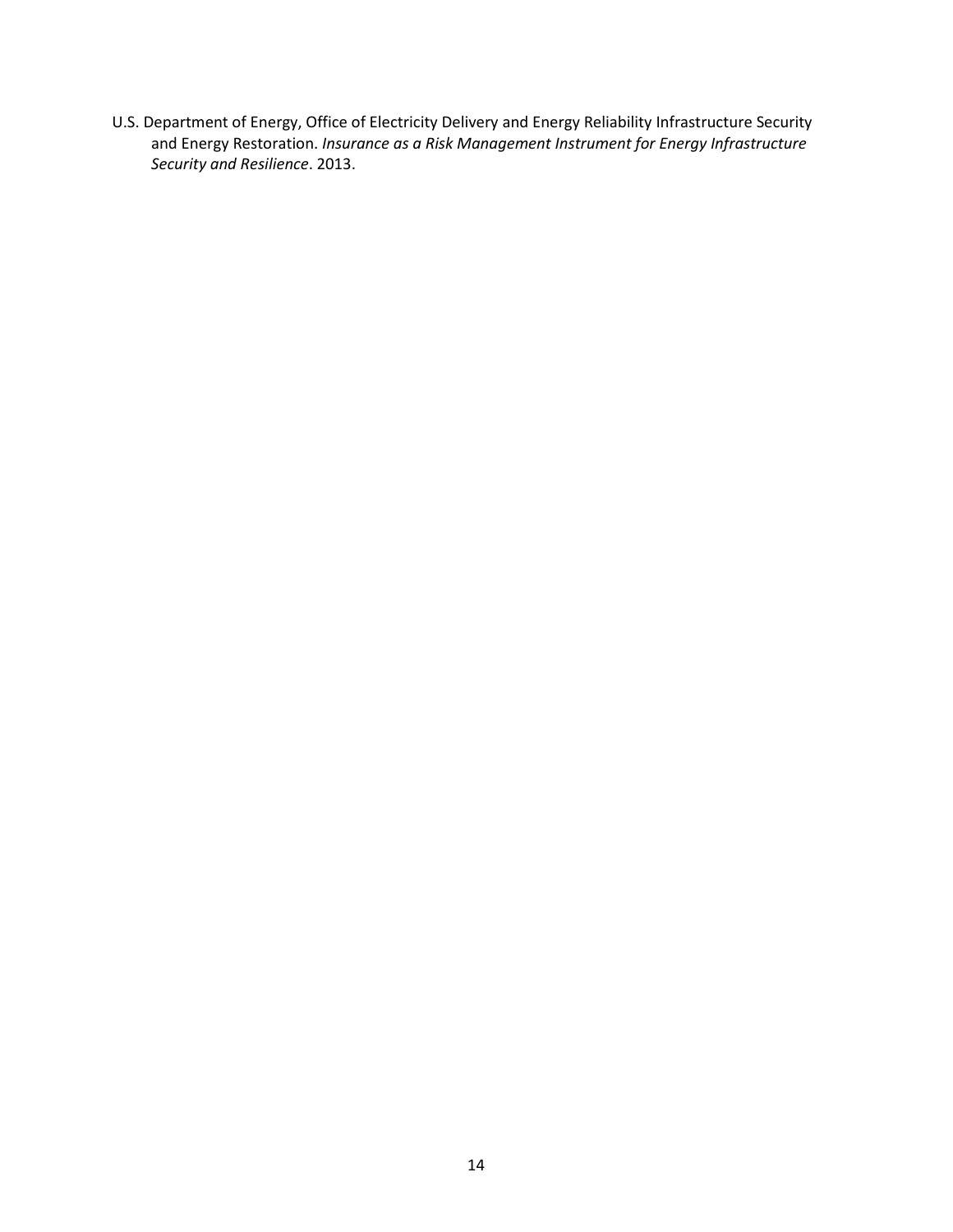U.S. Department of Energy, Office of Electricity Delivery and Energy Reliability Infrastructure Security and Energy Restoration. *Insurance as a Risk Management Instrument for Energy Infrastructure Security and Resilience*. 2013.